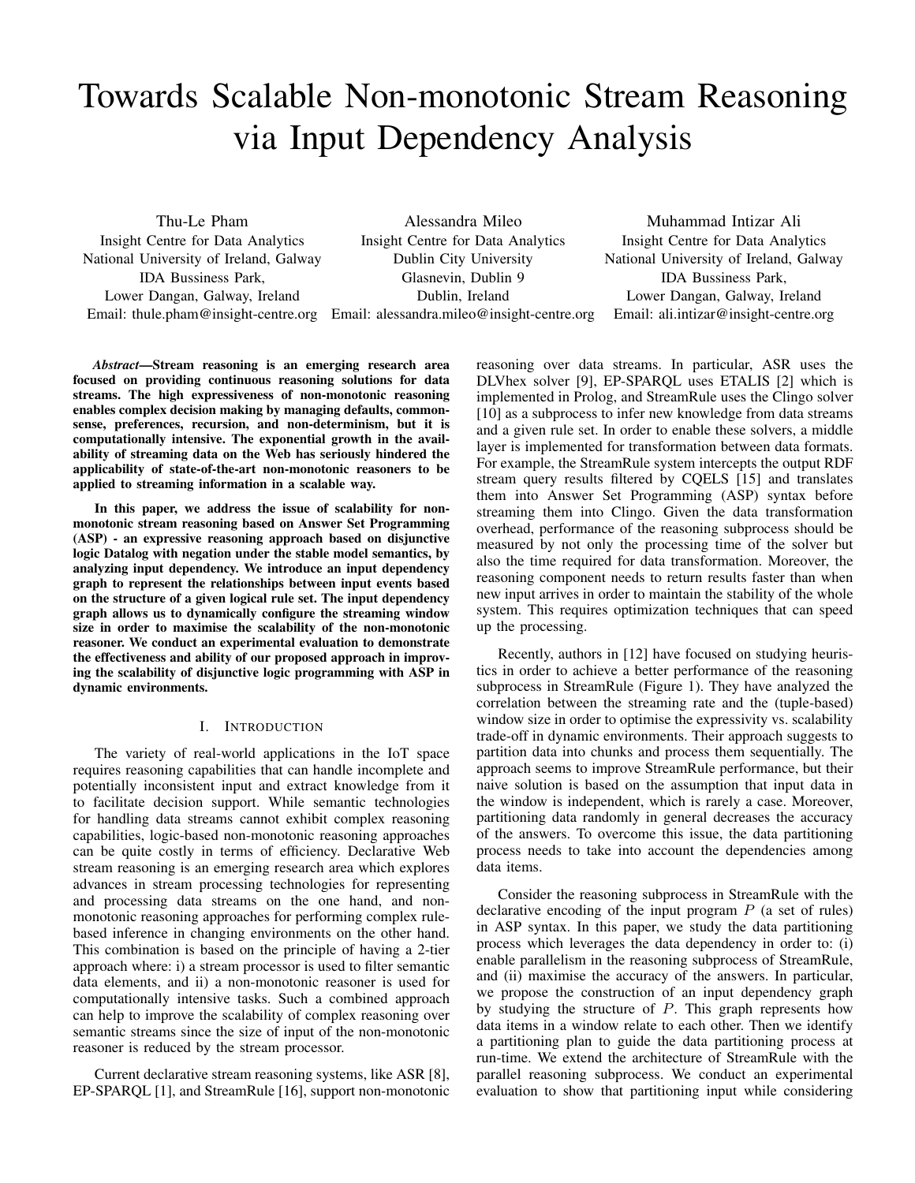# Towards Scalable Non-monotonic Stream Reasoning via Input Dependency Analysis

Thu-Le Pham
Insight Centre for Data Analytics
National University of Ireland, Galway
IDA Bussiness Park,
Lower Dangan, Galway, Ireland
Email: thule.pham@insight-centre.org

Alessandra Mileo
Insight Centre for Data Analytics
Dublin City University
Glasnevin, Dublin 9
Dublin, Ireland
Email: alessandra.mileo@insight-centre.org

Muhammad Intizar Ali
Insight Centre for Data Analytics
National University of Ireland, Galway
IDA Bussiness Park,
Lower Dangan, Galway, Ireland
Email: ali.intizar@insight-centre.org

***Abstract*—Stream reasoning is an emerging research area focused on providing continuous reasoning solutions for data streams. The high expressiveness of non-monotonic reasoning enables complex decision making by managing defaults, commonsense, preferences, recursion, and non-determinism, but it is computationally intensive. The exponential growth in the availability of streaming data on the Web has seriously hindered the applicability of state-of-the-art non-monotonic reasoners to be applied to streaming information in a scalable way.**

**In this paper, we address the issue of scalability for non-monotonic stream reasoning based on Answer Set Programming (ASP) - an expressive reasoning approach based on disjunctive logic Datalog with negation under the stable model semantics, by analyzing input dependency. We introduce an input dependency graph to represent the relationships between input events based on the structure of a given logical rule set. The input dependency graph allows us to dynamically configure the streaming window size in order to maximise the scalability of the non-monotonic reasoner. We conduct an experimental evaluation to demonstrate the effectiveness and ability of our proposed approach in improving the scalability of disjunctive logic programming with ASP in dynamic environments.**

## I. Introduction

The variety of real-world applications in the IoT space requires reasoning capabilities that can handle incomplete and potentially inconsistent input and extract knowledge from it to facilitate decision support. While semantic technologies for handling data streams cannot exhibit complex reasoning capabilities, logic-based non-monotonic reasoning approaches can be quite costly in terms of efficiency. Declarative Web stream reasoning is an emerging research area which explores advances in stream processing technologies for representing and processing data streams on the one hand, and non-monotonic reasoning approaches for performing complex rule-based inference in changing environments on the other hand. This combination is based on the principle of having a 2-tier approach where: i) a stream processor is used to filter semantic data elements, and ii) a non-monotonic reasoner is used for computationally intensive tasks. Such a combined approach can help to improve the scalability of complex reasoning over semantic streams since the size of input of the non-monotonic reasoner is reduced by the stream processor.

Current declarative stream reasoning systems, like ASR [8], EP-SPARQL [1], and StreamRule [16], support non-monotonic reasoning over data streams. In particular, ASR uses the DLVhex solver [9], EP-SPARQL uses ETALIS [2] which is implemented in Prolog, and StreamRule uses the Clingo solver [10] as a subprocess to infer new knowledge from data streams and a given rule set. In order to enable these solvers, a middle layer is implemented for transformation between data formats. For example, the StreamRule system intercepts the output RDF stream query results filtered by CQELS [15] and translates them into Answer Set Programming (ASP) syntax before streaming them into Clingo. Given the data transformation overhead, performance of the reasoning subprocess should be measured by not only the processing time of the solver but also the time required for data transformation. Moreover, the reasoning component needs to return results faster than when new input arrives in order to maintain the stability of the whole system. This requires optimization techniques that can speed up the processing.

Recently, authors in [12] have focused on studying heuristics in order to achieve a better performance of the reasoning subprocess in StreamRule (Figure 1). They have analyzed the correlation between the streaming rate and the (tuple-based) window size in order to optimise the expressivity vs. scalability trade-off in dynamic environments. Their approach suggests to partition data into chunks and process them sequentially. The approach seems to improve StreamRule performance, but their naive solution is based on the assumption that input data in the window is independent, which is rarely a case. Moreover, partitioning data randomly in general decreases the accuracy of the answers. To overcome this issue, the data partitioning process needs to take into account the dependencies among data items.

Consider the reasoning subprocess in StreamRule with the declarative encoding of the input program $P$ (a set of rules) in ASP syntax. In this paper, we study the data partitioning process which leverages the data dependency in order to: (i) enable parallelism in the reasoning subprocess of StreamRule, and (ii) maximise the accuracy of the answers. In particular, we propose the construction of an input dependency graph by studying the structure of $P$. This graph represents how data items in a window relate to each other. Then we identify a partitioning plan to guide the data partitioning process at run-time. We extend the architecture of StreamRule with the parallel reasoning subprocess. We conduct an experimental evaluation to show that partitioning input while considering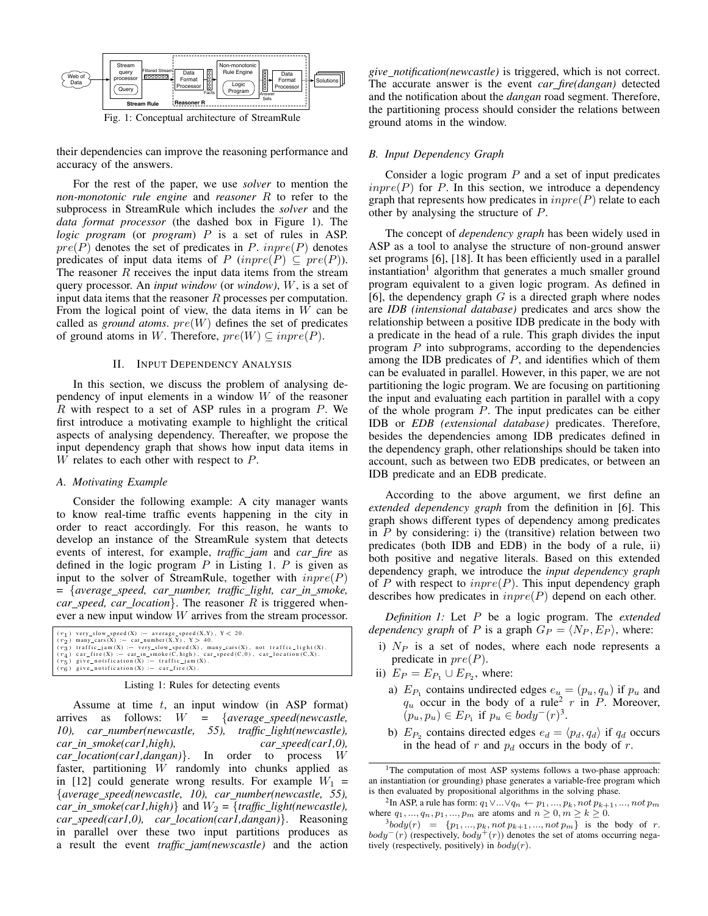Web of Data

Stream query processor

Query

Filtered Stream

Data Format Processor

Facts

Non-monotonic Rule Engine

Logic Program

Answer Sets

Data Format Processor

Solutions

Stream Rule

Reasoner R

Fig. 1: Conceptual architecture of StreamRule

their dependencies can improve the reasoning performance and accuracy of the answers.

For the rest of the paper, we use *solver* to mention the *non-monotonic rule engine* and *reasoner* $R$ to refer to the subprocess in StreamRule which includes the *solver* and the *data format processor* (the dashed box in Figure 1). The *logic program* (or *program*) $P$ is a set of rules in ASP. $pre(P)$ denotes the set of predicates in $P$. $inpre(P)$ denotes predicates of input data items of $P$ ($inpre(P) \subseteq pre(P)$). The reasoner $R$ receives the input data items from the stream query processor. An *input window* (or *window*), $W$, is a set of input data items that the reasoner $R$ processes per computation. From the logical point of view, the data items in $W$ can be called as *ground atoms*. $pre(W)$ defines the set of predicates of ground atoms in $W$. Therefore, $pre(W) \subseteq inpre(P)$.

## II. Input Dependency Analysis

In this section, we discuss the problem of analysing dependency of input elements in a window $W$ of the reasoner $R$ with respect to a set of ASP rules in a program $P$. We first introduce a motivating example to highlight the critical aspects of analysing dependency. Thereafter, we propose the input dependency graph that shows how input data items in $W$ relates to each other with respect to $P$.

### A. Motivating Example

Consider the following example: A city manager wants to know real-time traffic events happening in the city in order to react accordingly. For this reason, he wants to develop an instance of the StreamRule system that detects events of interest, for example, *traffic_jam* and *car_fire* as defined in the logic program $P$ in Listing 1. $P$ is given as input to the solver of StreamRule, together with $inpre(P)$ = {*average_speed, car_number, traffic_light, car_in_smoke, car_speed, car_location*}. The reasoner $R$ is triggered whenever a new input window $W$ arrives from the stream processor.

```
(r1) very_slow_speed(X) :- average_speed(X,Y), Y < 20.
(r2) many_cars(X) :- car_number(X,Y), Y > 40.
(r3) traffic_jam(X) :- very_slow_speed(X), many_cars(X), not traffic_light(X).
(r4) car_fire(X) :- car_in_smoke(C,high), car_speed(C,0), car_location(C,X).
(r5) give_notification(X) :- traffic_jam(X).
(r6) give_notification(X) :- car_fire(X).
```

Listing 1: Rules for detecting events

Assume at time $t$, an input window (in ASP format) arrives as follows: $W$ = {*average_speed(newcastle, 10), car_number(newcastle, 55), traffic_light(newcastle), car_in_smoke(car1,high), car_speed(car1,0), car_location(car1,dangan)*}. In order to process $W$ faster, partitioning $W$ randomly into chunks applied as in [12] could generate wrong results. For example $W_1$ = {*average_speed(newcastle, 10), car_number(newcastle, 55), car_in_smoke(car1,high)*} and $W_2$ = {*traffic_light(newcastle), car_speed(car1,0), car_location(car1,dangan)*}. Reasoning in parallel over these two input partitions produces as a result the event *traffic_jam(newscastle)* and the action *give_notification(newcastle)* is triggered, which is not correct. The accurate answer is the event *car_fire(dangan)* detected and the notification about the *dangan* road segment. Therefore, the partitioning process should consider the relations between ground atoms in the window.

### B. Input Dependency Graph

Consider a logic program $P$ and a set of input predicates $inpre(P)$ for $P$. In this section, we introduce a dependency graph that represents how predicates in $inpre(P)$ relate to each other by analysing the structure of $P$.

The concept of *dependency graph* has been widely used in ASP as a tool to analyse the structure of non-ground answer set programs [6], [18]. It has been efficiently used in a parallel instantiation[1] algorithm that generates a much smaller ground program equivalent to a given logic program. As defined in [6], the dependency graph $G$ is a directed graph where nodes are *IDB (intensional database)* predicates and arcs show the relationship between a positive IDB predicate in the body with a predicate in the head of a rule. This graph divides the input program $P$ into subprograms, according to the dependencies among the IDB predicates of $P$, and identifies which of them can be evaluated in parallel. However, in this paper, we are not partitioning the logic program. We are focusing on partitioning the input and evaluating each partition in parallel with a copy of the whole program $P$. The input predicates can be either IDB or *EDB (extensional database)* predicates. Therefore, besides the dependencies among IDB predicates defined in the dependency graph, other relationships should be taken into account, such as between two EDB predicates, or between an IDB predicate and an EDB predicate.

According to the above argument, we first define an *extended dependency graph* from the definition in [6]. This graph shows different types of dependency among predicates in $P$ by considering: i) the (transitive) relation between two predicates (both IDB and EDB) in the body of a rule, ii) both positive and negative literals. Based on this extended dependency graph, we introduce the *input dependency graph* of $P$ with respect to $inpre(P)$. This input dependency graph describes how predicates in $inpre(P)$ depend on each other.

*Definition 1:* Let $P$ be a logic program. The *extended dependency graph* of $P$ is a graph $G_P = \langle N_P, E_P \rangle$, where:

i) $N_P$ is a set of nodes, where each node represents a predicate in $pre(P)$.

ii) $E_P = E_{P_1} \cup E_{P_2}$, where:

a) $E_{P_1}$ contains undirected edges $e_u = (p_u, q_u)$ if $p_u$ and $q_u$ occur in the body of a rule[2] $r$ in $P$. Moreover, $(p_u, p_u) \in E_{P_1}$ if $p_u \in body^-(r)$[3].

b) $E_{P_2}$ contains directed edges $e_d = \langle p_d, q_d \rangle$ if $q_d$ occurs in the head of $r$ and $p_d$ occurs in the body of $r$.

[1] The computation of most ASP systems follows a two-phase approach: an instantiation (or grounding) phase generates a variable-free program which is then evaluated by propositional algorithms in the solving phase.

[2] In ASP, a rule has form: $q_1 \vee ... \vee q_n \leftarrow p_1, ..., p_k, not\ p_{k+1}, ..., not\ p_m$ where $q_1, ..., q_n, p_1, ..., p_m$ are atoms and $n \geq 0, m \geq k \geq 0$.

[3] $body(r) = \{p_1, ..., p_k, not\ p_{k+1}, ..., not\ p_m\}$ is the body of $r$. $body^-(r)$ (respectively, $body^+(r)$) denotes the set of atoms occurring negatively (respectively, positively) in $body(r)$.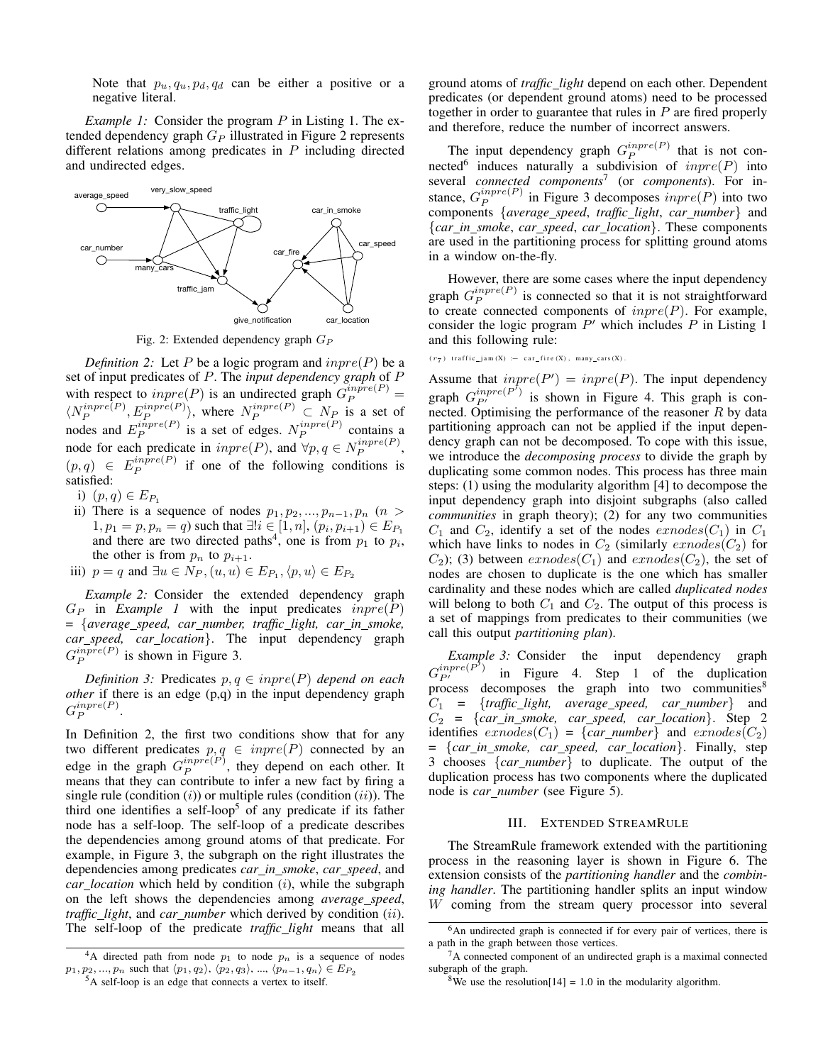Note that $p_u, q_u, p_d, q_d$ can be either a positive or a negative literal.

*Example 1:* Consider the program $P$ in Listing 1. The extended dependency graph $G_P$ illustrated in Figure 2 represents different relations among predicates in $P$ including directed and undirected edges.

Fig. 2: Extended dependency graph $G_P$

*Definition 2:* Let $P$ be a logic program and $inpre(P)$ be a set of input predicates of $P$. The *input dependency graph* of $P$ with respect to $inpre(P)$ is an undirected graph $G_P^{inpre(P)} = \langle N_P^{inpre(P)}, E_P^{inpre(P)} \rangle$, where $N_P^{inpre(P)} \subset N_P$ is a set of nodes and $E_P^{inpre(P)}$ is a set of edges. $N_P^{inpre(P)}$ contains a node for each predicate in $inpre(P)$, and $\forall p, q \in N_P^{inpre(P)}$, $(p, q) \in E_P^{inpre(P)}$ if one of the following conditions is satisfied:

i) $(p, q) \in E_{P_1}$
ii) There is a sequence of nodes $p_1, p_2, ..., p_{n-1}, p_n$ ($n > 1, p_1 = p, p_n = q$) such that $\exists! i \in [1, n]$, $(p_i, p_{i+1}) \in E_{P_1}$ and there are two directed paths[4], one is from $p_1$ to $p_i$, the other is from $p_n$ to $p_{i+1}$.
iii) $p = q$ and $\exists u \in N_P, (u, u) \in E_{P_1}, \langle p, u \rangle \in E_{P_2}$

*Example 2:* Consider the extended dependency graph $G_P$ in *Example 1* with the input predicates $inpre(P)$ = {*average_speed, car_number, traffic_light, car_in_smoke, car_speed, car_location*}. The input dependency graph $G_P^{inpre(P)}$ is shown in Figure 3.

*Definition 3:* Predicates $p, q \in inpre(P)$ *depend on each other* if there is an edge (p,q) in the input dependency graph $G_P^{inpre(P)}$.

In Definition 2, the first two conditions show that for any two different predicates $p, q \in inpre(P)$ connected by an edge in the graph $G_P^{inpre(P)}$, they depend on each other. It means that they can contribute to infer a new fact by firing a single rule (condition $(i)$) or multiple rules (condition $(ii)$). The third one identifies a self-loop[5] of any predicate if its father node has a self-loop. The self-loop of a predicate describes the dependencies among ground atoms of that predicate. For example, in Figure 3, the subgraph on the right illustrates the dependencies among predicates *car_in_smoke*, *car_speed*, and *car_location* which held by condition $(i)$, while the subgraph on the left shows the dependencies among *average_speed*, *traffic_light*, and *car_number* which derived by condition $(ii)$. The self-loop of the predicate *traffic_light* means that all ground atoms of *traffic_light* depend on each other. Dependent predicates (or dependent ground atoms) need to be processed together in order to guarantee that rules in $P$ are fired properly and therefore, reduce the number of incorrect answers.

The input dependency graph $G_P^{inpre(P)}$ that is not connected[6] induces naturally a subdivision of $inpre(P)$ into several *connected components*[7] (or *components*). For instance, $G_P^{inpre(P)}$ in Figure 3 decomposes $inpre(P)$ into two components {*average_speed*, *traffic_light*, *car_number*} and {*car_in_smoke*, *car_speed*, *car_location*}. These components are used in the partitioning process for splitting ground atoms in a window on-the-fly.

However, there are some cases where the input dependency graph $G_P^{inpre(P)}$ is connected so that it is not straightforward to create connected components of $inpre(P)$. For example, consider the logic program $P'$ which includes $P$ in Listing 1 and this following rule:

```
(r7) traffic_jam(X) :- car_fire(X), many_cars(X).
```

Assume that $inpre(P') = inpre(P)$. The input dependency graph $G_{P'}^{inpre(P')}$ is shown in Figure 4. This graph is connected. Optimising the performance of the reasoner $R$ by data partitioning approach can not be applied if the input dependency graph can not be decomposed. To cope with this issue, we introduce the *decomposing process* to divide the graph by duplicating some common nodes. This process has three main steps: (1) using the modularity algorithm [4] to decompose the input dependency graph into disjoint subgraphs (also called *communities* in graph theory); (2) for any two communities $C_1$ and $C_2$, identify a set of the nodes $exnodes(C_1)$ in $C_1$ which have links to nodes in $C_2$ (similarly $exnodes(C_2)$ for $C_2$); (3) between $exnodes(C_1)$ and $exnodes(C_2)$, the set of nodes are chosen to duplicate is the one which has smaller cardinality and these nodes which are called *duplicated nodes* will belong to both $C_1$ and $C_2$. The output of this process is a set of mappings from predicates to their communities (we call this output *partitioning plan*).

*Example 3:* Consider the input dependency graph $G_{P'}^{inpre(P')}$ in Figure 4. Step 1 of the duplication process decomposes the graph into two communities[8] $C_1$ = {*traffic_light, average_speed, car_number*} and $C_2$ = {*car_in_smoke, car_speed, car_location*}. Step 2 identifies $exnodes(C_1)$ = {*car_number*} and $exnodes(C_2)$ = {*car_in_smoke, car_speed, car_location*}. Finally, step 3 chooses {*car_number*} to duplicate. The output of the duplication process has two components where the duplicated node is *car_number* (see Figure 5).

## III. Extended StreamRule

The StreamRule framework extended with the partitioning process in the reasoning layer is shown in Figure 6. The extension consists of the *partitioning handler* and the *combining handler*. The partitioning handler splits an input window $W$ coming from the stream query processor into several

---

[4] A directed path from node $p_1$ to node $p_n$ is a sequence of nodes $p_1, p_2, ..., p_n$ such that $\langle p_1, p_2 \rangle$, $\langle p_2, p_3 \rangle$, ..., $\langle p_{n-1}, q_n \rangle \in E_{P_2}$

[5] A self-loop is an edge that connects a vertex to itself.

[6] An undirected graph is connected if for every pair of vertices, there is a path in the graph between those vertices.

[7] A connected component of an undirected graph is a maximal connected subgraph of the graph.

[8] We use the resolution[14] = 1.0 in the modularity algorithm.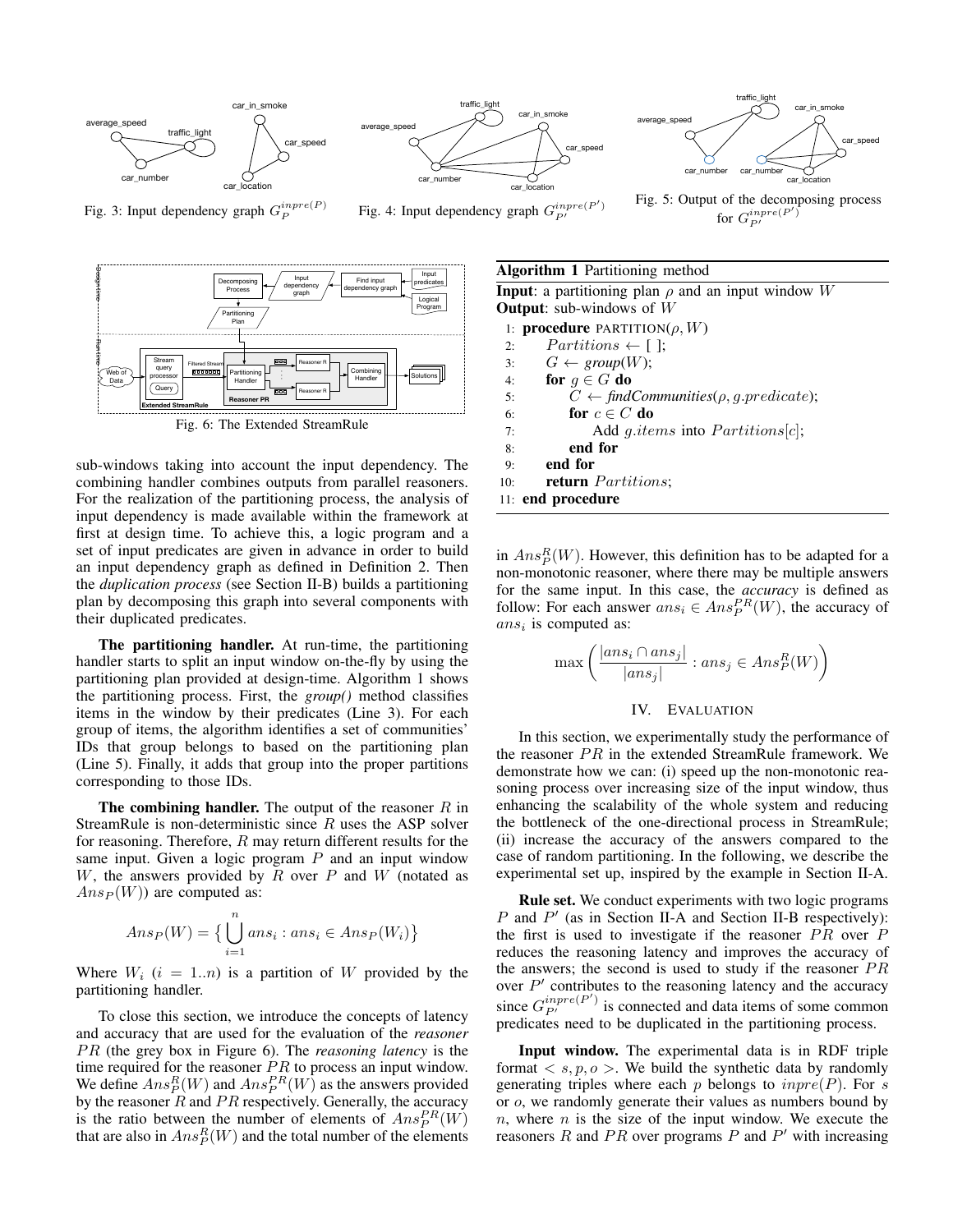Fig. 3: Input dependency graph $G_P^{inpre(P)}$

Fig. 4: Input dependency graph $G_{P'}^{inpre(P')}$

Fig. 5: Output of the decomposing process for $G_{P'}^{inpre(P')}$

Fig. 6: The Extended StreamRule

**Algorithm 1** Partitioning method

**Input**: a partitioning plan $\rho$ and an input window $W$
**Output**: sub-windows of $W$

```
1: procedure PARTITION(ρ, W)
2:     Partitions ← [ ];
3:     G ← group(W);
4:     for g ∈ G do
5:         C ← findCommunities(ρ, g.predicate);
6:         for c ∈ C do
7:             Add g.items into Partitions[c];
8:         end for
9:     end for
10:    return Partitions;
11: end procedure
```

sub-windows taking into account the input dependency. The combining handler combines outputs from parallel reasoners. For the realization of the partitioning process, the analysis of input dependency is made available within the framework at first at design time. To achieve this, a logic program and a set of input predicates are given in advance in order to build an input dependency graph as defined in Definition 2. Then the *duplication process* (see Section II-B) builds a partitioning plan by decomposing this graph into several components with their duplicated predicates.

**The partitioning handler.** At run-time, the partitioning handler starts to split an input window on-the-fly by using the partitioning plan provided at design-time. Algorithm 1 shows the partitioning process. First, the *group()* method classifies items in the window by their predicates (Line 3). For each group of items, the algorithm identifies a set of communities' IDs that group belongs to based on the partitioning plan (Line 5). Finally, it adds that group into the proper partitions corresponding to those IDs.

**The combining handler.** The output of the reasoner $R$ in StreamRule is non-deterministic since $R$ uses the ASP solver for reasoning. Therefore, $R$ may return different results for the same input. Given a logic program $P$ and an input window $W$, the answers provided by $R$ over $P$ and $W$ (notated as $Ans_P(W)$) are computed as:

$$Ans_P(W) = \big\{ \bigcup_{i=1}^{n} ans_i : ans_i \in Ans_P(W_i) \big\}$$

Where $W_i$ ($i = 1..n$) is a partition of $W$ provided by the partitioning handler.

To close this section, we introduce the concepts of latency and accuracy that are used for the evaluation of the *reasoner* $PR$ (the grey box in Figure 6). The *reasoning latency* is the time required for the reasoner $PR$ to process an input window. We define $Ans_P^R(W)$ and $Ans_P^{PR}(W)$ as the answers provided by the reasoner $R$ and $PR$ respectively. Generally, the accuracy is the ratio between the number of elements of $Ans_P^{PR}(W)$ that are also in $Ans_P^R(W)$ and the total number of the elements in $Ans_P^R(W)$. However, this definition has to be adapted for a non-monotonic reasoner, where there may be multiple answers for the same input. In this case, the *accuracy* is defined as follow: For each answer $ans_i \in Ans_P^{PR}(W)$, the accuracy of $ans_i$ is computed as:

$$\max\left(\frac{|ans_i \cap ans_j|}{|ans_j|} : ans_j \in Ans_P^R(W)\right)$$

## IV. Evaluation

In this section, we experimentally study the performance of the reasoner $PR$ in the extended StreamRule framework. We demonstrate how we can: (i) speed up the non-monotonic reasoning process over increasing size of the input window, thus enhancing the scalability of the whole system and reducing the bottleneck of the one-directional process in StreamRule; (ii) increase the accuracy of the answers compared to the case of random partitioning. In the following, we describe the experimental set up, inspired by the example in Section II-A.

**Rule set.** We conduct experiments with two logic programs $P$ and $P'$ (as in Section II-A and Section II-B respectively): the first is used to investigate if the reasoner $PR$ over $P$ reduces the reasoning latency and improves the accuracy of the answers; the second is used to study if the reasoner $PR$ over $P'$ contributes to the reasoning latency and the accuracy since $G_{P'}^{inpre(P')}$ is connected and data items of some common predicates need to be duplicated in the partitioning process.

**Input window.** The experimental data is in RDF triple format $< s, p, o >$. We build the synthetic data by randomly generating triples where each $p$ belongs to $inpre(P)$. For $s$ or $o$, we randomly generate their values as numbers bound by $n$, where $n$ is the size of the input window. We execute the reasoners $R$ and $PR$ over programs $P$ and $P'$ with increasing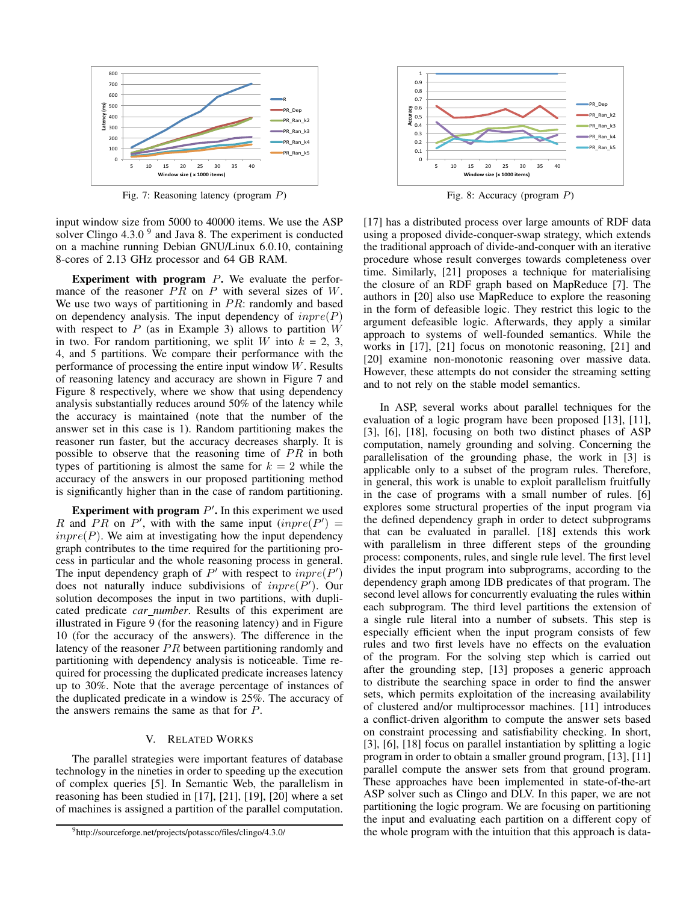Fig. 7: Reasoning latency (program $P$)

Fig. 8: Accuracy (program $P$)

input window size from 5000 to 40000 items. We use the ASP solver Clingo 4.3.0 [9] and Java 8. The experiment is conducted on a machine running Debian GNU/Linux 6.0.10, containing 8-cores of 2.13 GHz processor and 64 GB RAM.

**Experiment with program $P$.** We evaluate the performance of the reasoner $PR$ on $P$ with several sizes of $W$. We use two ways of partitioning in $PR$: randomly and based on dependency analysis. The input dependency of $inpre(P)$ with respect to $P$ (as in Example 3) allows to partition $W$ in two. For random partitioning, we split $W$ into $k$ = 2, 3, 4, and 5 partitions. We compare their performance with the performance of processing the entire input window $W$. Results of reasoning latency and accuracy are shown in Figure 7 and Figure 8 respectively, where we show that using dependency analysis substantially reduces around 50% of the latency while the accuracy is maintained (note that the number of the answer set in this case is 1). Random partitioning makes the reasoner run faster, but the accuracy decreases sharply. It is possible to observe that the reasoning time of $PR$ in both types of partitioning is almost the same for $k = 2$ while the accuracy of the answers in our proposed partitioning method is significantly higher than in the case of random partitioning.

**Experiment with program $P'$.** In this experiment we used $R$ and $PR$ on $P'$, with with the same input $(inpre(P') = inpre(P)$. We aim at investigating how the input dependency graph contributes to the time required for the partitioning process in particular and the whole reasoning process in general. The input dependency graph of $P'$ with respect to $inpre(P')$ does not naturally induce subdivisions of $inpre(P')$. Our solution decomposes the input in two partitions, with duplicated predicate *car_number*. Results of this experiment are illustrated in Figure 9 (for the reasoning latency) and in Figure 10 (for the accuracy of the answers). The difference in the latency of the reasoner $PR$ between partitioning randomly and partitioning with dependency analysis is noticeable. Time required for processing the duplicated predicate increases latency up to 30%. Note that the average percentage of instances of the duplicated predicate in a window is 25%. The accuracy of the answers remains the same as that for $P$.

## V. Related Works

The parallel strategies were important features of database technology in the nineties in order to speeding up the execution of complex queries [5]. In Semantic Web, the parallelism in reasoning has been studied in [17], [21], [19], [20] where a set of machines is assigned a partition of the parallel computation. [17] has a distributed process over large amounts of RDF data using a proposed divide-conquer-swap strategy, which extends the traditional approach of divide-and-conquer with an iterative procedure whose result converges towards completeness over time. Similarly, [21] proposes a technique for materialising the closure of an RDF graph based on MapReduce [7]. The authors in [20] also use MapReduce to explore the reasoning in the form of defeasible logic. They restrict this logic to the argument defeasible logic. Afterwards, they apply a similar approach to systems of well-founded semantics. While the works in [17], [21] focus on monotonic reasoning, [21] and [20] examine non-monotonic reasoning over massive data. However, these attempts do not consider the streaming setting and to not rely on the stable model semantics.

In ASP, several works about parallel techniques for the evaluation of a logic program have been proposed [13], [11], [3], [6], [18], focusing on both two distinct phases of ASP computation, namely grounding and solving. Concerning the parallelisation of the grounding phase, the work in [3] is applicable only to a subset of the program rules. Therefore, in general, this work is unable to exploit parallelism fruitfully in the case of programs with a small number of rules. [6] explores some structural properties of the input program via the defined dependency graph in order to detect subprograms that can be evaluated in parallel. [18] extends this work with parallelism in three different steps of the grounding process: components, rules, and single rule level. The first level divides the input program into subprograms, according to the dependency graph among IDB predicates of that program. The second level allows for concurrently evaluating the rules within each subprogram. The third level partitions the extension of a single rule literal into a number of subsets. This step is especially efficient when the input program consists of few rules and two first levels have no effects on the evaluation of the program. For the solving step which is carried out after the grounding step, [13] proposes a generic approach to distribute the searching space in order to find the answer sets, which permits exploitation of the increasing availability of clustered and/or multiprocessor machines. [11] introduces a conflict-driven algorithm to compute the answer sets based on constraint processing and satisfiability checking. In short, [3], [6], [18] focus on parallel instantiation by splitting a logic program in order to obtain a smaller ground program, [13], [11] parallel compute the answer sets from that ground program. These approaches have been implemented in state-of-the-art ASP solver such as Clingo and DLV. In this paper, we are not partitioning the logic program. We are focusing on partitioning the input and evaluating each partition on a different copy of the whole program with the intuition that this approach is data-

[9] http://sourceforge.net/projects/potassco/files/clingo/4.3.0/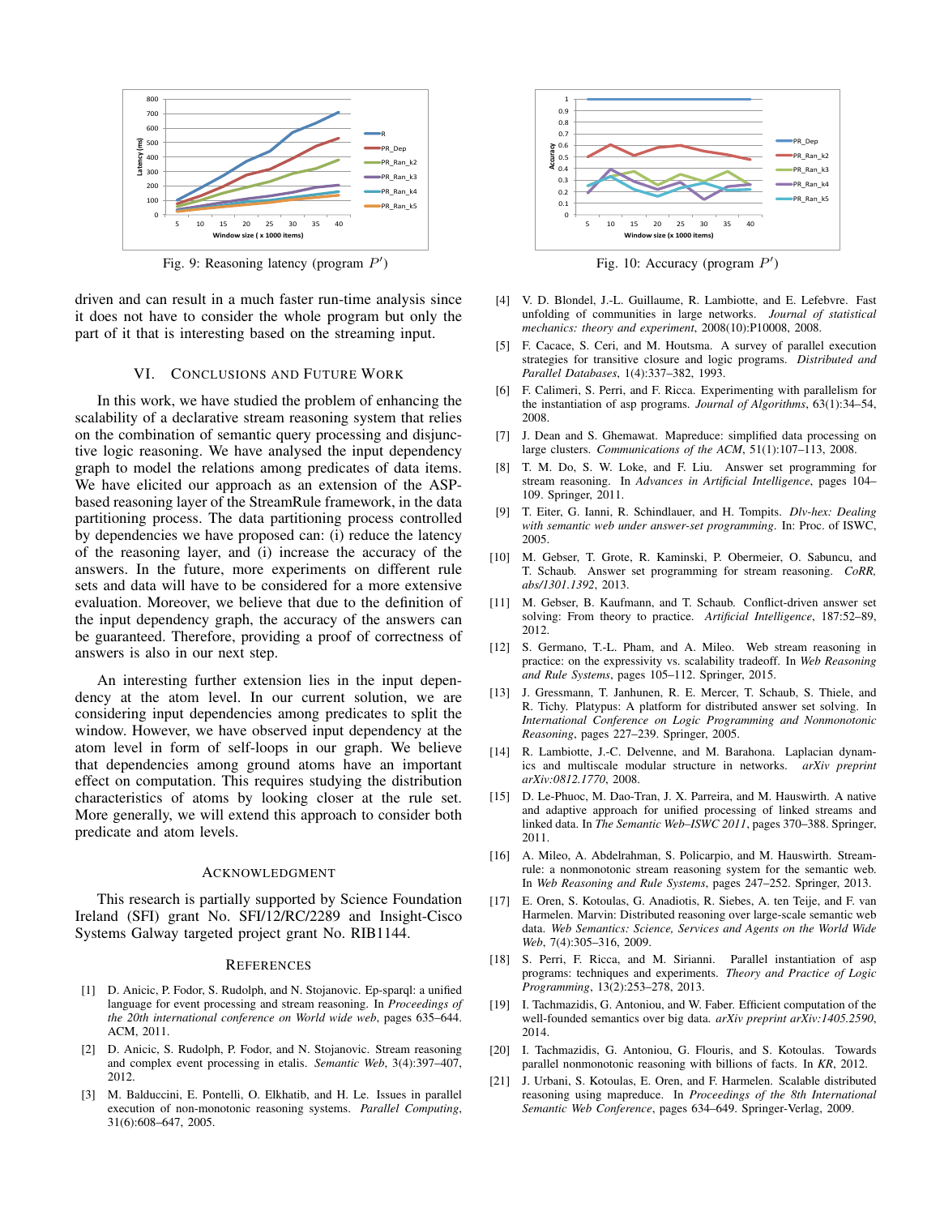800
700
600
500
400
300
200
100
0
Latency (ms)
5 10 15 20 25 30 35 40
Window size ( x 1000 items)
R
PR_Dep
PR_Ran_k2
PR_Ran_k3
PR_Ran_k4
PR_Ran_k5

Fig. 9: Reasoning latency (program $P'$)

1
0.9
0.8
0.7
0.6
0.5
0.4
0.3
0.2
0.1
0
Accuracy
5 10 15 20 25 30 35 40
Window size (x 1000 items)
PR_Dep
PR_Ran_k2
PR_Ran_k3
PR_Ran_k4
PR_Ran_k5

Fig. 10: Accuracy (program $P'$)

driven and can result in a much faster run-time analysis since it does not have to consider the whole program but only the part of it that is interesting based on the streaming input.

## VI. Conclusions and Future Work

In this work, we have studied the problem of enhancing the scalability of a declarative stream reasoning system that relies on the combination of semantic query processing and disjunctive logic reasoning. We have analysed the input dependency graph to model the relations among predicates of data items. We have elicited our approach as an extension of the ASP-based reasoning layer of the StreamRule framework, in the data partitioning process. The data partitioning process controlled by dependencies we have proposed can: (i) reduce the latency of the reasoning layer, and (i) increase the accuracy of the answers. In the future, more experiments on different rule sets and data will have to be considered for a more extensive evaluation. Moreover, we believe that due to the definition of the input dependency graph, the accuracy of the answers can be guaranteed. Therefore, providing a proof of correctness of answers is also in our next step.

An interesting further extension lies in the input dependency at the atom level. In our current solution, we are considering input dependencies among predicates to split the window. However, we have observed input dependency at the atom level in form of self-loops in our graph. We believe that dependencies among ground atoms have an important effect on computation. This requires studying the distribution characteristics of atoms by looking closer at the rule set. More generally, we will extend this approach to consider both predicate and atom levels.

## Acknowledgment

This research is partially supported by Science Foundation Ireland (SFI) grant No. SFI/12/RC/2289 and Insight-Cisco Systems Galway targeted project grant No. RIB1144.

## References

[1] D. Anicic, P. Fodor, S. Rudolph, and N. Stojanovic. Ep-sparql: a unified language for event processing and stream reasoning. In *Proceedings of the 20th international conference on World wide web*, pages 635–644. ACM, 2011.

[2] D. Anicic, S. Rudolph, P. Fodor, and N. Stojanovic. Stream reasoning and complex event processing in etalis. *Semantic Web*, 3(4):397–407, 2012.

[3] M. Balduccini, E. Pontelli, O. Elkhatib, and H. Le. Issues in parallel execution of non-monotonic reasoning systems. *Parallel Computing*, 31(6):608–647, 2005.

[4] V. D. Blondel, J.-L. Guillaume, R. Lambiotte, and E. Lefebvre. Fast unfolding of communities in large networks. *Journal of statistical mechanics: theory and experiment*, 2008(10):P10008, 2008.

[5] F. Cacace, S. Ceri, and M. Houtsma. A survey of parallel execution strategies for transitive closure and logic programs. *Distributed and Parallel Databases*, 1(4):337–382, 1993.

[6] F. Calimeri, S. Perri, and F. Ricca. Experimenting with parallelism for the instantiation of asp programs. *Journal of Algorithms*, 63(1):34–54, 2008.

[7] J. Dean and S. Ghemawat. Mapreduce: simplified data processing on large clusters. *Communications of the ACM*, 51(1):107–113, 2008.

[8] T. M. Do, S. W. Loke, and F. Liu. Answer set programming for stream reasoning. In *Advances in Artificial Intelligence*, pages 104–109. Springer, 2011.

[9] T. Eiter, G. Ianni, R. Schindlauer, and H. Tompits. *Dlv-hex: Dealing with semantic web under answer-set programming*. In: Proc. of ISWC, 2005.

[10] M. Gebser, T. Grote, R. Kaminski, P. Obermeier, O. Sabuncu, and T. Schaub. Answer set programming for stream reasoning. *CoRR, abs/1301.1392*, 2013.

[11] M. Gebser, B. Kaufmann, and T. Schaub. Conflict-driven answer set solving: From theory to practice. *Artificial Intelligence*, 187:52–89, 2012.

[12] S. Germano, T.-L. Pham, and A. Mileo. Web stream reasoning in practice: on the expressivity vs. scalability tradeoff. In *Web Reasoning and Rule Systems*, pages 105–112. Springer, 2015.

[13] J. Gressmann, T. Janhunen, R. E. Mercer, T. Schaub, S. Thiele, and R. Tichy. Platypus: A platform for distributed answer set solving. In *International Conference on Logic Programming and Nonmonotonic Reasoning*, pages 227–239. Springer, 2005.

[14] R. Lambiotte, J.-C. Delvenne, and M. Barahona. Laplacian dynamics and multiscale modular structure in networks. *arXiv preprint arXiv:0812.1770*, 2008.

[15] D. Le-Phuoc, M. Dao-Tran, J. X. Parreira, and M. Hauswirth. A native and adaptive approach for unified processing of linked streams and linked data. In *The Semantic Web–ISWC 2011*, pages 370–388. Springer, 2011.

[16] A. Mileo, A. Abdelrahman, S. Policarpio, and M. Hauswirth. Streamrule: a nonmonotonic stream reasoning system for the semantic web. In *Web Reasoning and Rule Systems*, pages 247–252. Springer, 2013.

[17] E. Oren, S. Kotoulas, G. Anadiotis, R. Siebes, A. ten Teije, and F. van Harmelen. Marvin: Distributed reasoning over large-scale semantic web data. *Web Semantics: Science, Services and Agents on the World Wide Web*, 7(4):305–316, 2009.

[18] S. Perri, F. Ricca, and M. Sirianni. Parallel instantiation of asp programs: techniques and experiments. *Theory and Practice of Logic Programming*, 13(2):253–278, 2013.

[19] I. Tachmazidis, G. Antoniou, and W. Faber. Efficient computation of the well-founded semantics over big data. *arXiv preprint arXiv:1405.2590*, 2014.

[20] I. Tachmazidis, G. Antoniou, G. Flouris, and S. Kotoulas. Towards parallel nonmonotonic reasoning with billions of facts. In *KR*, 2012.

[21] J. Urbani, S. Kotoulas, E. Oren, and F. Harmelen. Scalable distributed reasoning using mapreduce. In *Proceedings of the 8th International Semantic Web Conference*, pages 634–649. Springer-Verlag, 2009.